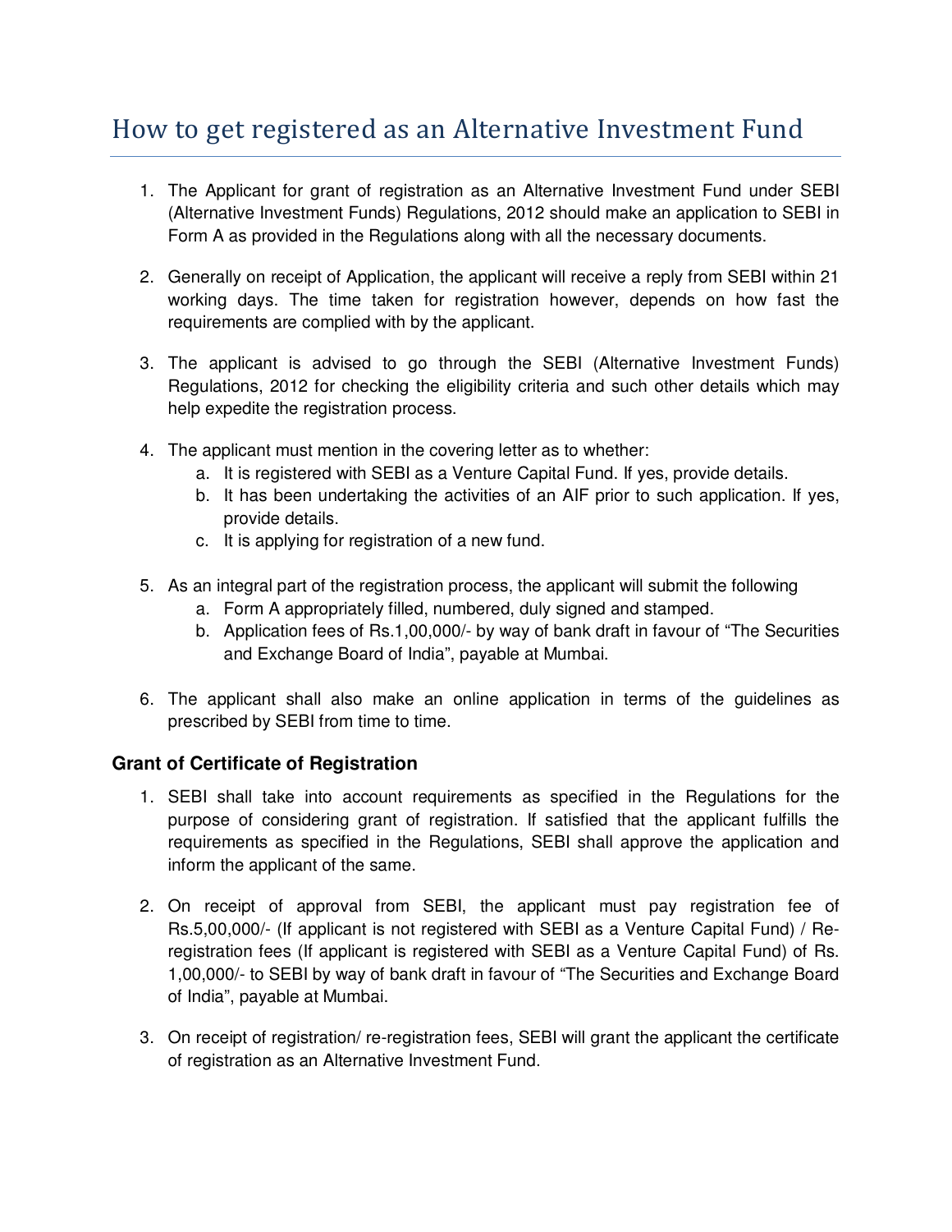# How to get registered as an Alternative Investment Fund

1. The Applicant for grant of registration as an Alternative Investment Fund under SEBI (Alternative Investment Funds) Regulations, 2012 should make an application to SEBI in Form A as provided in the Regulations along with all the necessary documents.

2. Generally on receipt of Application, the applicant will receive a reply from SEBI within 21 working days. The time taken for registration however, depends on how fast the requirements are complied with by the applicant.

3. The applicant is advised to go through the SEBI (Alternative Investment Funds) Regulations, 2012 for checking the eligibility criteria and such other details which may help expedite the registration process.

4. The applicant must mention in the covering letter as to whether:
   a. It is registered with SEBI as a Venture Capital Fund. If yes, provide details.
   b. It has been undertaking the activities of an AIF prior to such application. If yes, provide details.
   c. It is applying for registration of a new fund.

5. As an integral part of the registration process, the applicant will submit the following
   a. Form A appropriately filled, numbered, duly signed and stamped.
   b. Application fees of Rs.1,00,000/- by way of bank draft in favour of "The Securities and Exchange Board of India", payable at Mumbai.

6. The applicant shall also make an online application in terms of the guidelines as prescribed by SEBI from time to time.

### Grant of Certificate of Registration

1. SEBI shall take into account requirements as specified in the Regulations for the purpose of considering grant of registration. If satisfied that the applicant fulfills the requirements as specified in the Regulations, SEBI shall approve the application and inform the applicant of the same.

2. On receipt of approval from SEBI, the applicant must pay registration fee of Rs.5,00,000/- (If applicant is not registered with SEBI as a Venture Capital Fund) / Re-registration fees (If applicant is registered with SEBI as a Venture Capital Fund) of Rs. 1,00,000/- to SEBI by way of bank draft in favour of "The Securities and Exchange Board of India", payable at Mumbai.

3. On receipt of registration/ re-registration fees, SEBI will grant the applicant the certificate of registration as an Alternative Investment Fund.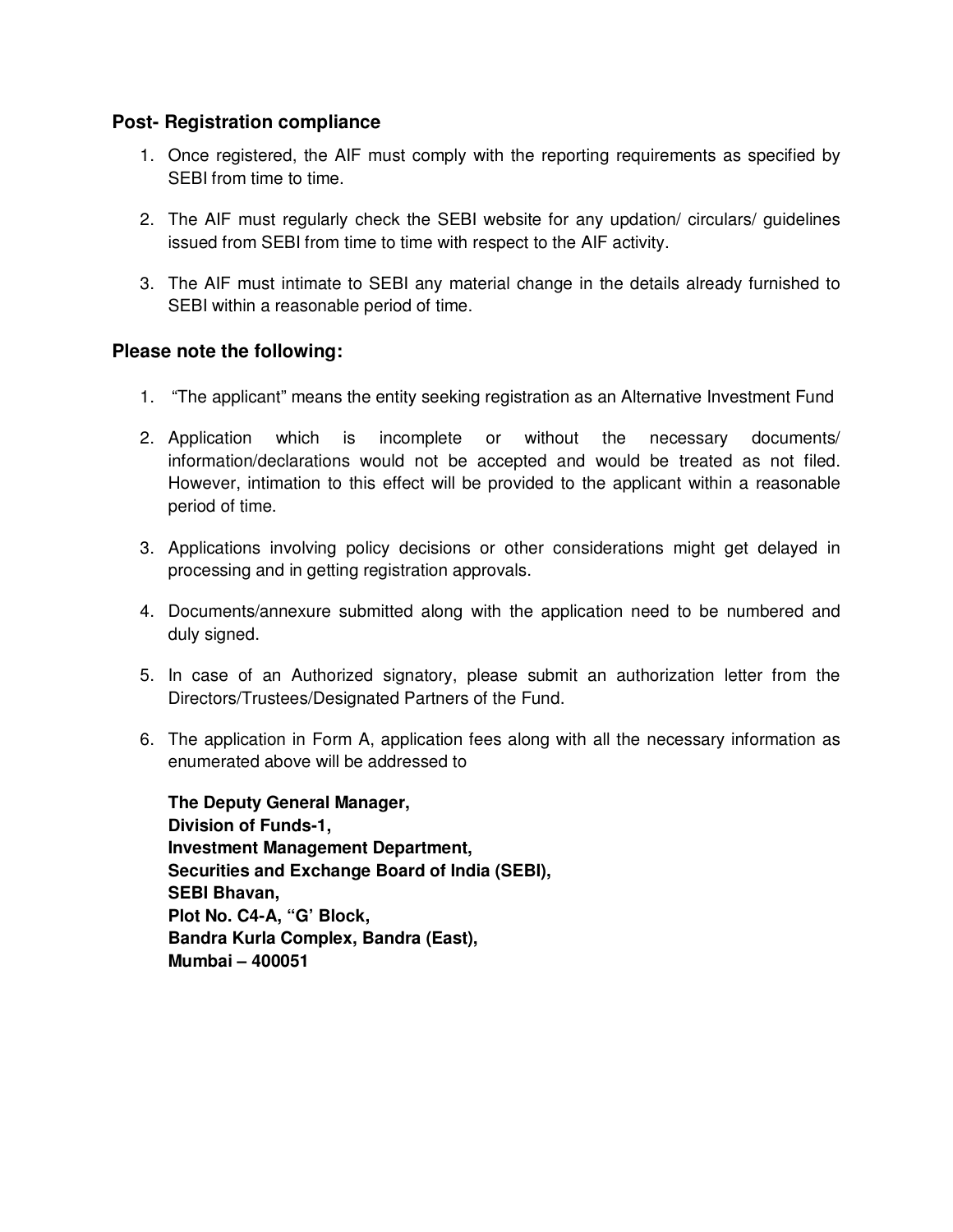## Post- Registration compliance

1. Once registered, the AIF must comply with the reporting requirements as specified by SEBI from time to time.
2. The AIF must regularly check the SEBI website for any updation/ circulars/ guidelines issued from SEBI from time to time with respect to the AIF activity.
3. The AIF must intimate to SEBI any material change in the details already furnished to SEBI within a reasonable period of time.

## Please note the following:

1. "The applicant" means the entity seeking registration as an Alternative Investment Fund
2. Application which is incomplete or without the necessary documents/ information/declarations would not be accepted and would be treated as not filed. However, intimation to this effect will be provided to the applicant within a reasonable period of time.
3. Applications involving policy decisions or other considerations might get delayed in processing and in getting registration approvals.
4. Documents/annexure submitted along with the application need to be numbered and duly signed.
5. In case of an Authorized signatory, please submit an authorization letter from the Directors/Trustees/Designated Partners of the Fund.
6. The application in Form A, application fees along with all the necessary information as enumerated above will be addressed to

   **The Deputy General Manager,**
   **Division of Funds-1,**
   **Investment Management Department,**
   **Securities and Exchange Board of India (SEBI),**
   **SEBI Bhavan,**
   **Plot No. C4-A, "G' Block,**
   **Bandra Kurla Complex, Bandra (East),**
   **Mumbai – 400051**